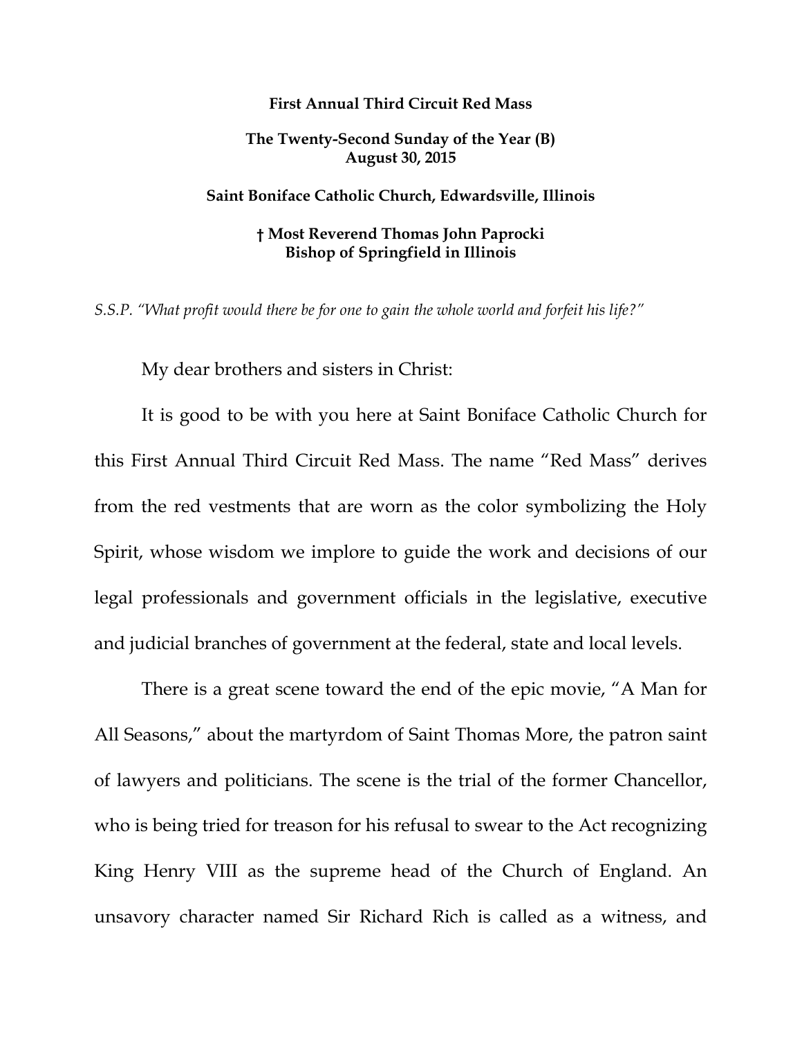**First Annual Third Circuit Red Mass**

**The Twenty-Second Sunday of the Year (B)**
**August 30, 2015**

**Saint Boniface Catholic Church, Edwardsville, Illinois**

**† Most Reverend Thomas John Paprocki**
**Bishop of Springfield in Illinois**

*S.S.P. "What profit would there be for one to gain the whole world and forfeit his life?"*

My dear brothers and sisters in Christ:

It is good to be with you here at Saint Boniface Catholic Church for this First Annual Third Circuit Red Mass. The name "Red Mass" derives from the red vestments that are worn as the color symbolizing the Holy Spirit, whose wisdom we implore to guide the work and decisions of our legal professionals and government officials in the legislative, executive and judicial branches of government at the federal, state and local levels.

There is a great scene toward the end of the epic movie, "A Man for All Seasons," about the martyrdom of Saint Thomas More, the patron saint of lawyers and politicians. The scene is the trial of the former Chancellor, who is being tried for treason for his refusal to swear to the Act recognizing King Henry VIII as the supreme head of the Church of England. An unsavory character named Sir Richard Rich is called as a witness, and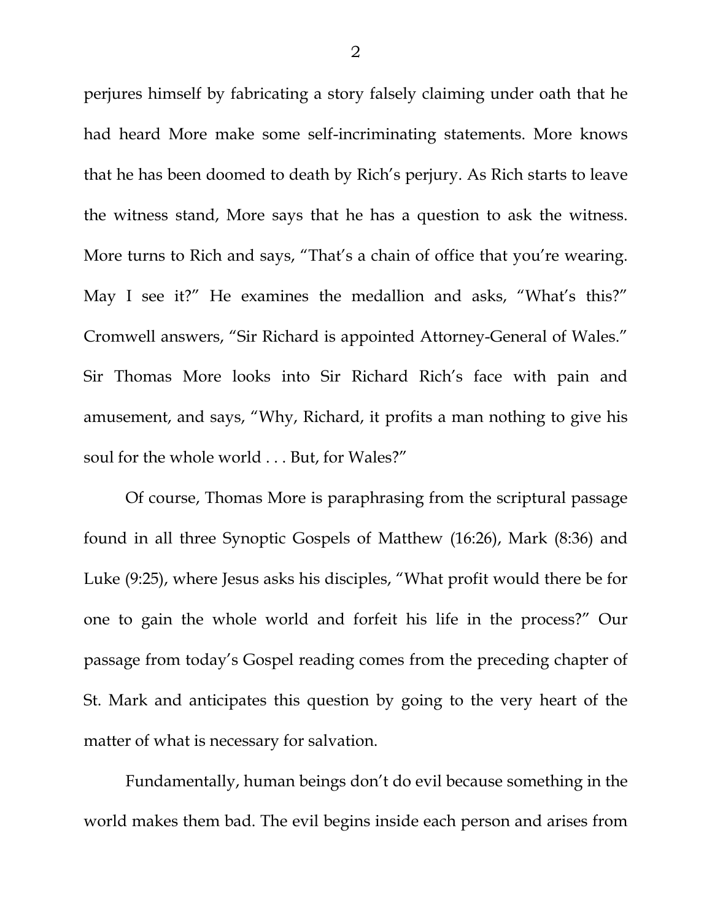perjures himself by fabricating a story falsely claiming under oath that he had heard More make some self-incriminating statements. More knows that he has been doomed to death by Rich's perjury. As Rich starts to leave the witness stand, More says that he has a question to ask the witness. More turns to Rich and says, "That's a chain of office that you're wearing. May I see it?" He examines the medallion and asks, "What's this?" Cromwell answers, "Sir Richard is appointed Attorney-General of Wales." Sir Thomas More looks into Sir Richard Rich's face with pain and amusement, and says, "Why, Richard, it profits a man nothing to give his soul for the whole world . . . But, for Wales?"

Of course, Thomas More is paraphrasing from the scriptural passage found in all three Synoptic Gospels of Matthew (16:26), Mark (8:36) and Luke (9:25), where Jesus asks his disciples, "What profit would there be for one to gain the whole world and forfeit his life in the process?" Our passage from today's Gospel reading comes from the preceding chapter of St. Mark and anticipates this question by going to the very heart of the matter of what is necessary for salvation.

Fundamentally, human beings don't do evil because something in the world makes them bad. The evil begins inside each person and arises from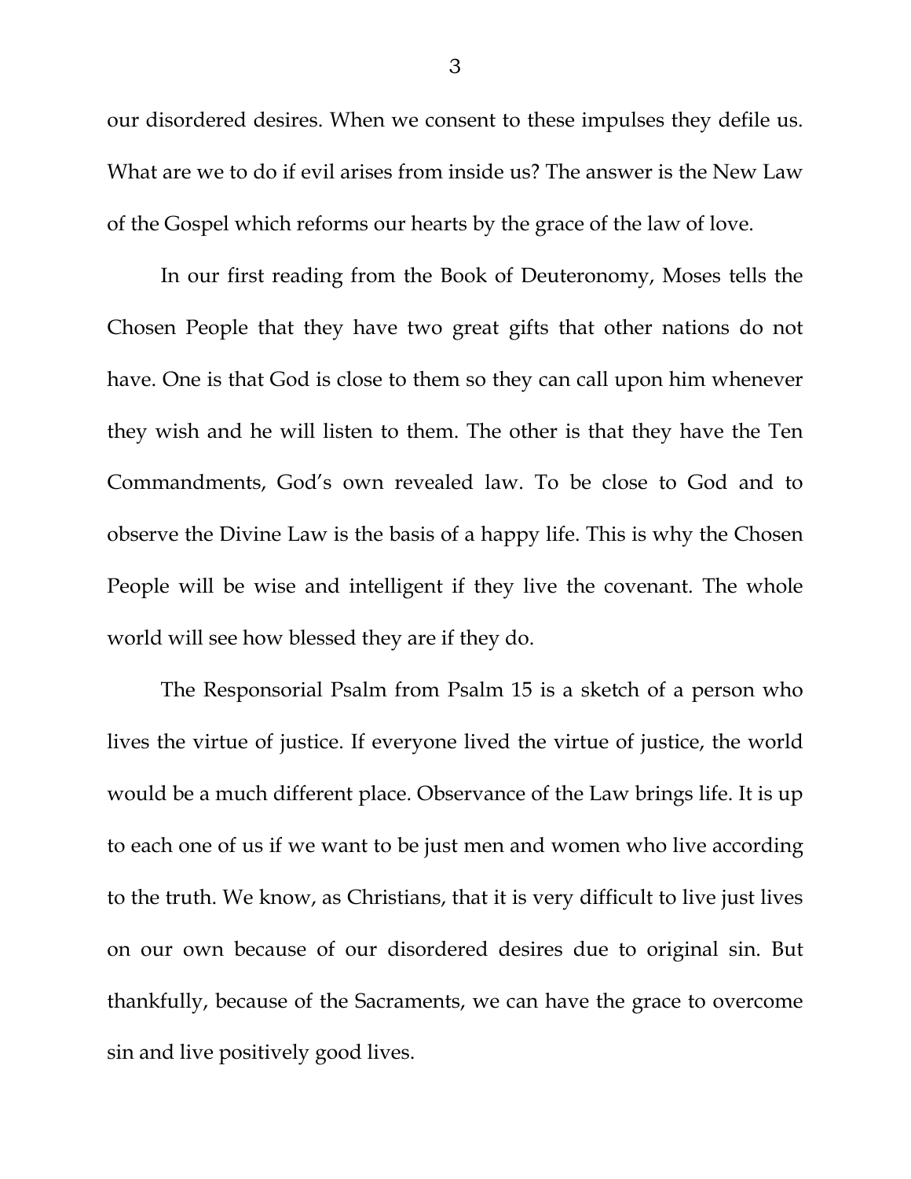our disordered desires. When we consent to these impulses they defile us. What are we to do if evil arises from inside us? The answer is the New Law of the Gospel which reforms our hearts by the grace of the law of love.

In our first reading from the Book of Deuteronomy, Moses tells the Chosen People that they have two great gifts that other nations do not have. One is that God is close to them so they can call upon him whenever they wish and he will listen to them. The other is that they have the Ten Commandments, God's own revealed law. To be close to God and to observe the Divine Law is the basis of a happy life. This is why the Chosen People will be wise and intelligent if they live the covenant. The whole world will see how blessed they are if they do.

The Responsorial Psalm from Psalm 15 is a sketch of a person who lives the virtue of justice. If everyone lived the virtue of justice, the world would be a much different place. Observance of the Law brings life. It is up to each one of us if we want to be just men and women who live according to the truth. We know, as Christians, that it is very difficult to live just lives on our own because of our disordered desires due to original sin. But thankfully, because of the Sacraments, we can have the grace to overcome sin and live positively good lives.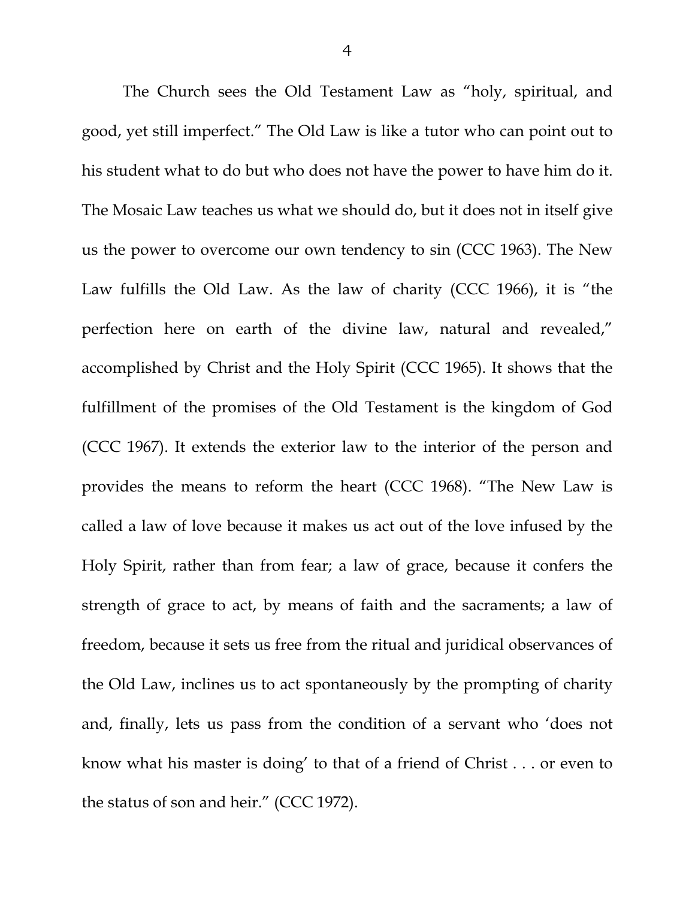The Church sees the Old Testament Law as "holy, spiritual, and good, yet still imperfect." The Old Law is like a tutor who can point out to his student what to do but who does not have the power to have him do it. The Mosaic Law teaches us what we should do, but it does not in itself give us the power to overcome our own tendency to sin (CCC 1963). The New Law fulfills the Old Law. As the law of charity (CCC 1966), it is "the perfection here on earth of the divine law, natural and revealed," accomplished by Christ and the Holy Spirit (CCC 1965). It shows that the fulfillment of the promises of the Old Testament is the kingdom of God (CCC 1967). It extends the exterior law to the interior of the person and provides the means to reform the heart (CCC 1968). "The New Law is called a law of love because it makes us act out of the love infused by the Holy Spirit, rather than from fear; a law of grace, because it confers the strength of grace to act, by means of faith and the sacraments; a law of freedom, because it sets us free from the ritual and juridical observances of the Old Law, inclines us to act spontaneously by the prompting of charity and, finally, lets us pass from the condition of a servant who 'does not know what his master is doing' to that of a friend of Christ . . . or even to the status of son and heir." (CCC 1972).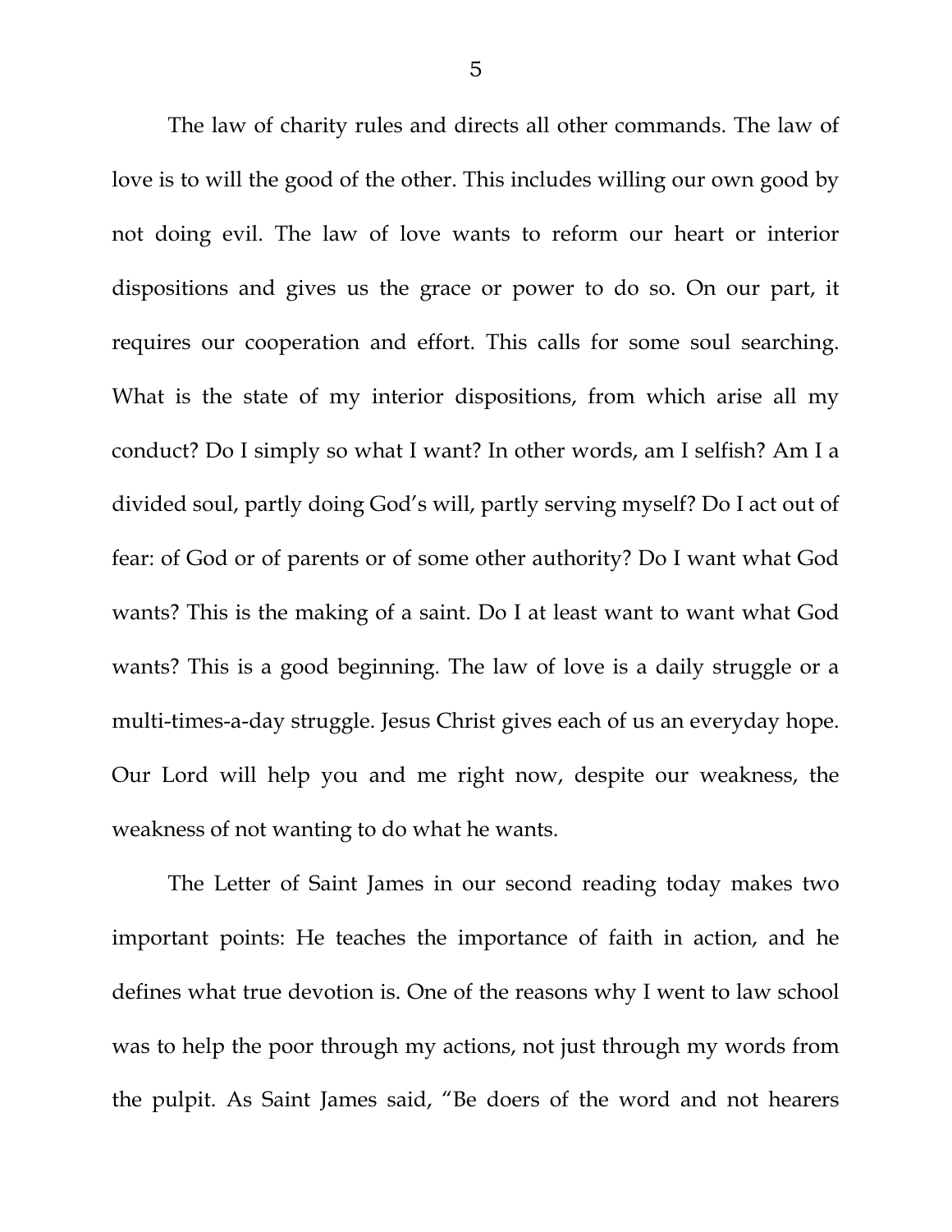The law of charity rules and directs all other commands. The law of love is to will the good of the other. This includes willing our own good by not doing evil. The law of love wants to reform our heart or interior dispositions and gives us the grace or power to do so. On our part, it requires our cooperation and effort. This calls for some soul searching. What is the state of my interior dispositions, from which arise all my conduct? Do I simply so what I want? In other words, am I selfish? Am I a divided soul, partly doing God's will, partly serving myself? Do I act out of fear: of God or of parents or of some other authority? Do I want what God wants? This is the making of a saint. Do I at least want to want what God wants? This is a good beginning. The law of love is a daily struggle or a multi-times-a-day struggle. Jesus Christ gives each of us an everyday hope. Our Lord will help you and me right now, despite our weakness, the weakness of not wanting to do what he wants.

The Letter of Saint James in our second reading today makes two important points: He teaches the importance of faith in action, and he defines what true devotion is. One of the reasons why I went to law school was to help the poor through my actions, not just through my words from the pulpit. As Saint James said, "Be doers of the word and not hearers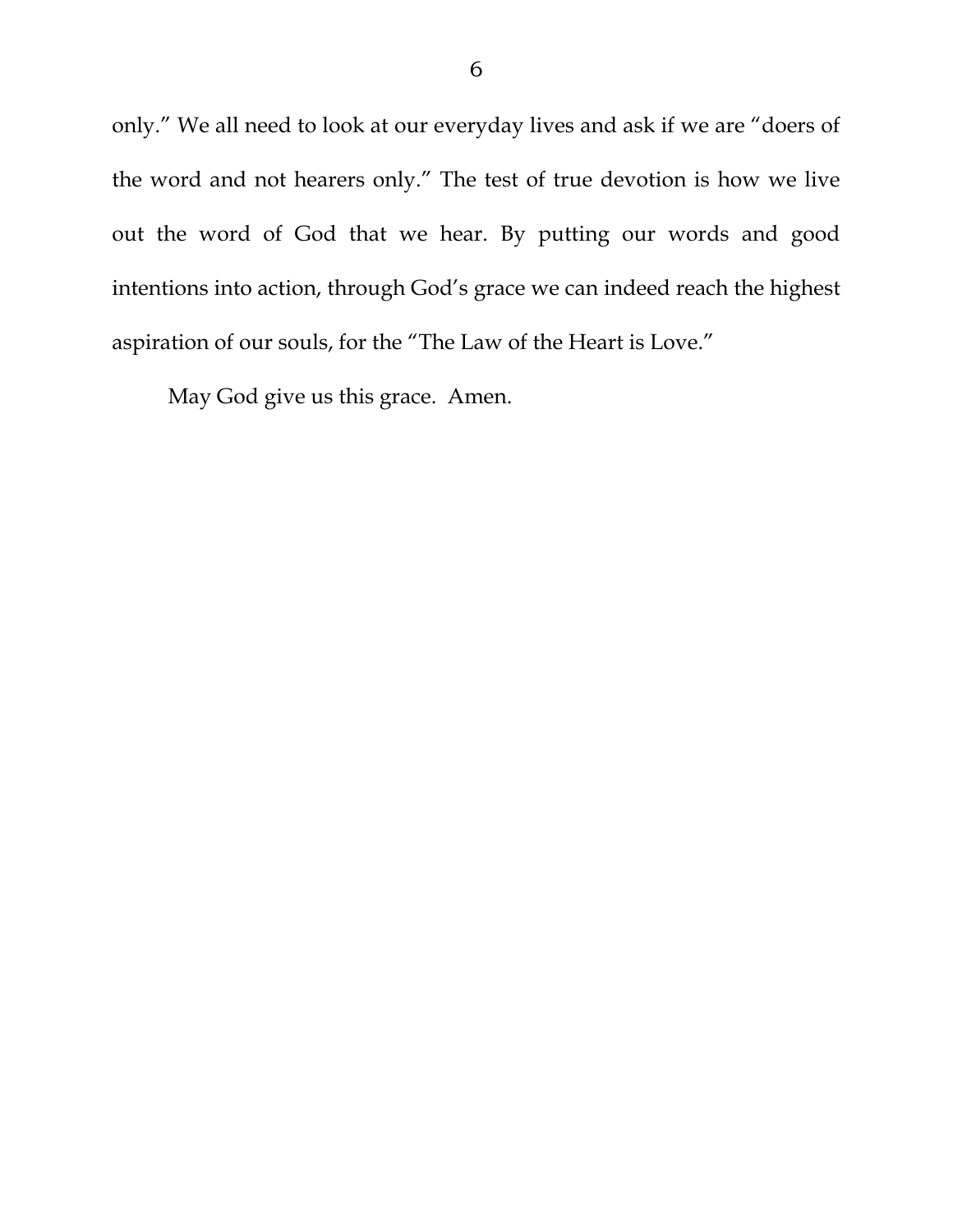only." We all need to look at our everyday lives and ask if we are "doers of the word and not hearers only." The test of true devotion is how we live out the word of God that we hear. By putting our words and good intentions into action, through God's grace we can indeed reach the highest aspiration of our souls, for the "The Law of the Heart is Love."

May God give us this grace. Amen.